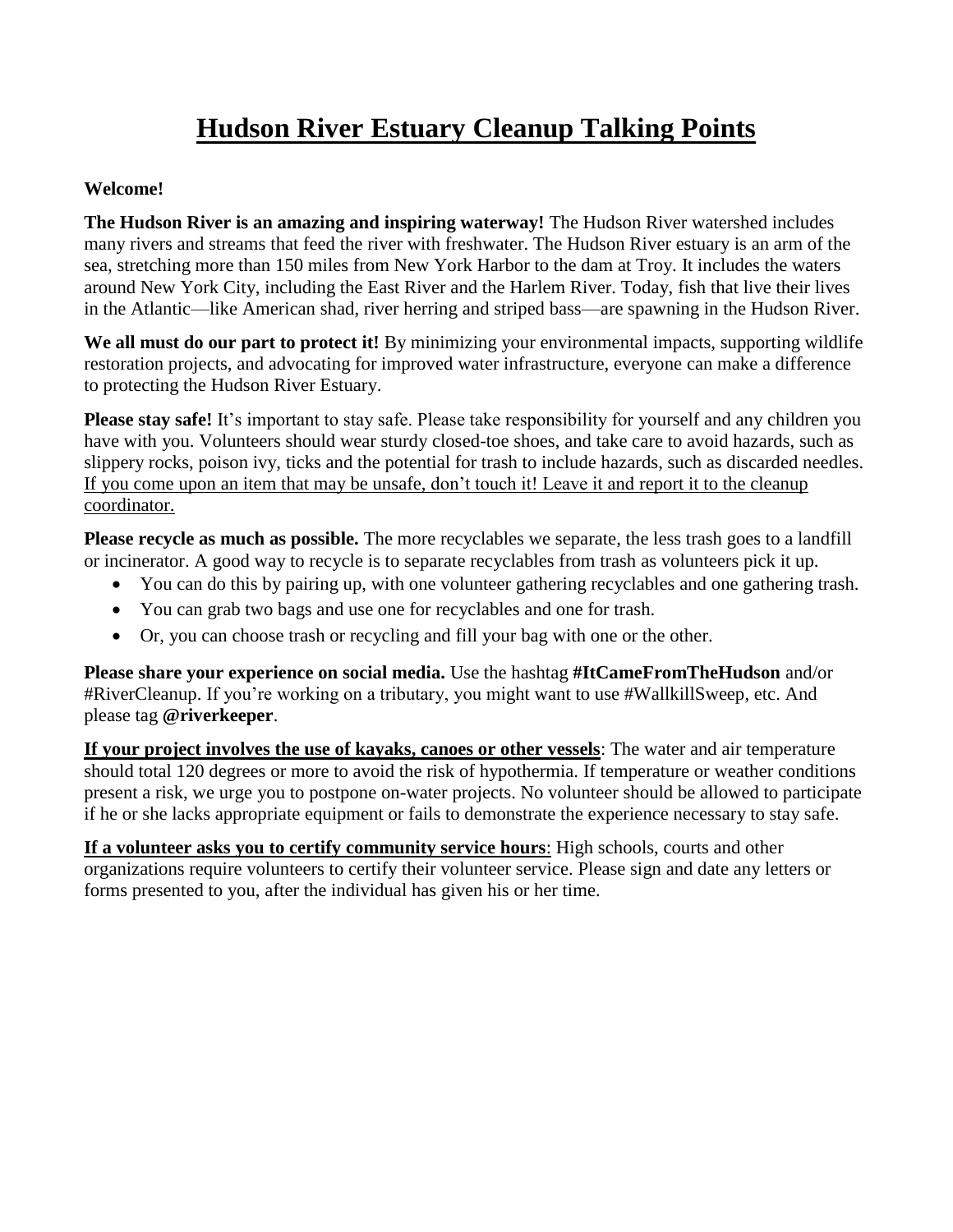# Hudson River Estuary Cleanup Talking Points

**Welcome!**

**The Hudson River is an amazing and inspiring waterway!** The Hudson River watershed includes many rivers and streams that feed the river with freshwater. The Hudson River estuary is an arm of the sea, stretching more than 150 miles from New York Harbor to the dam at Troy. It includes the waters around New York City, including the East River and the Harlem River. Today, fish that live their lives in the Atlantic—like American shad, river herring and striped bass—are spawning in the Hudson River.

**We all must do our part to protect it!** By minimizing your environmental impacts, supporting wildlife restoration projects, and advocating for improved water infrastructure, everyone can make a difference to protecting the Hudson River Estuary.

**Please stay safe!** It's important to stay safe. Please take responsibility for yourself and any children you have with you. Volunteers should wear sturdy closed-toe shoes, and take care to avoid hazards, such as slippery rocks, poison ivy, ticks and the potential for trash to include hazards, such as discarded needles. <u>If you come upon an item that may be unsafe, don't touch it! Leave it and report it to the cleanup coordinator.</u>

**Please recycle as much as possible.** The more recyclables we separate, the less trash goes to a landfill or incinerator. A good way to recycle is to separate recyclables from trash as volunteers pick it up.

- You can do this by pairing up, with one volunteer gathering recyclables and one gathering trash.
- You can grab two bags and use one for recyclables and one for trash.
- Or, you can choose trash or recycling and fill your bag with one or the other.

**Please share your experience on social media.** Use the hashtag **#ItCameFromTheHudson** and/or #RiverCleanup. If you're working on a tributary, you might want to use #WallkillSweep, etc. And please tag **@riverkeeper**.

**<u>If your project involves the use of kayaks, canoes or other vessels</u>**: The water and air temperature should total 120 degrees or more to avoid the risk of hypothermia. If temperature or weather conditions present a risk, we urge you to postpone on-water projects. No volunteer should be allowed to participate if he or she lacks appropriate equipment or fails to demonstrate the experience necessary to stay safe.

**<u>If a volunteer asks you to certify community service hours</u>**: High schools, courts and other organizations require volunteers to certify their volunteer service. Please sign and date any letters or forms presented to you, after the individual has given his or her time.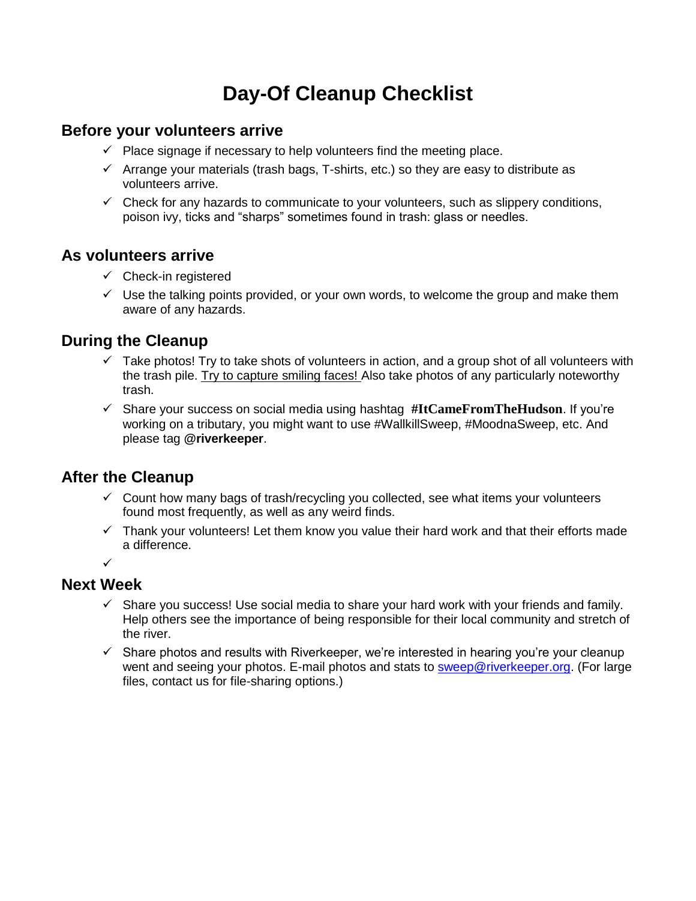# Day-Of Cleanup Checklist

## Before your volunteers arrive

- ✓ Place signage if necessary to help volunteers find the meeting place.
- ✓ Arrange your materials (trash bags, T-shirts, etc.) so they are easy to distribute as volunteers arrive.
- ✓ Check for any hazards to communicate to your volunteers, such as slippery conditions, poison ivy, ticks and "sharps" sometimes found in trash: glass or needles.

## As volunteers arrive

- ✓ Check-in registered
- ✓ Use the talking points provided, or your own words, to welcome the group and make them aware of any hazards.

## During the Cleanup

- ✓ Take photos! Try to take shots of volunteers in action, and a group shot of all volunteers with the trash pile. <u>Try to capture smiling faces!</u> Also take photos of any particularly noteworthy trash.
- ✓ Share your success on social media using hashtag **#ItCameFromTheHudson**. If you're working on a tributary, you might want to use #WallkillSweep, #MoodnaSweep, etc. And please tag **@riverkeeper**.

## After the Cleanup

- ✓ Count how many bags of trash/recycling you collected, see what items your volunteers found most frequently, as well as any weird finds.
- ✓ Thank your volunteers! Let them know you value their hard work and that their efforts made a difference.
- ✓

## Next Week

- ✓ Share you success! Use social media to share your hard work with your friends and family. Help others see the importance of being responsible for their local community and stretch of the river.
- ✓ Share photos and results with Riverkeeper, we're interested in hearing you're your cleanup went and seeing your photos. E-mail photos and stats to sweep@riverkeeper.org. (For large files, contact us for file-sharing options.)